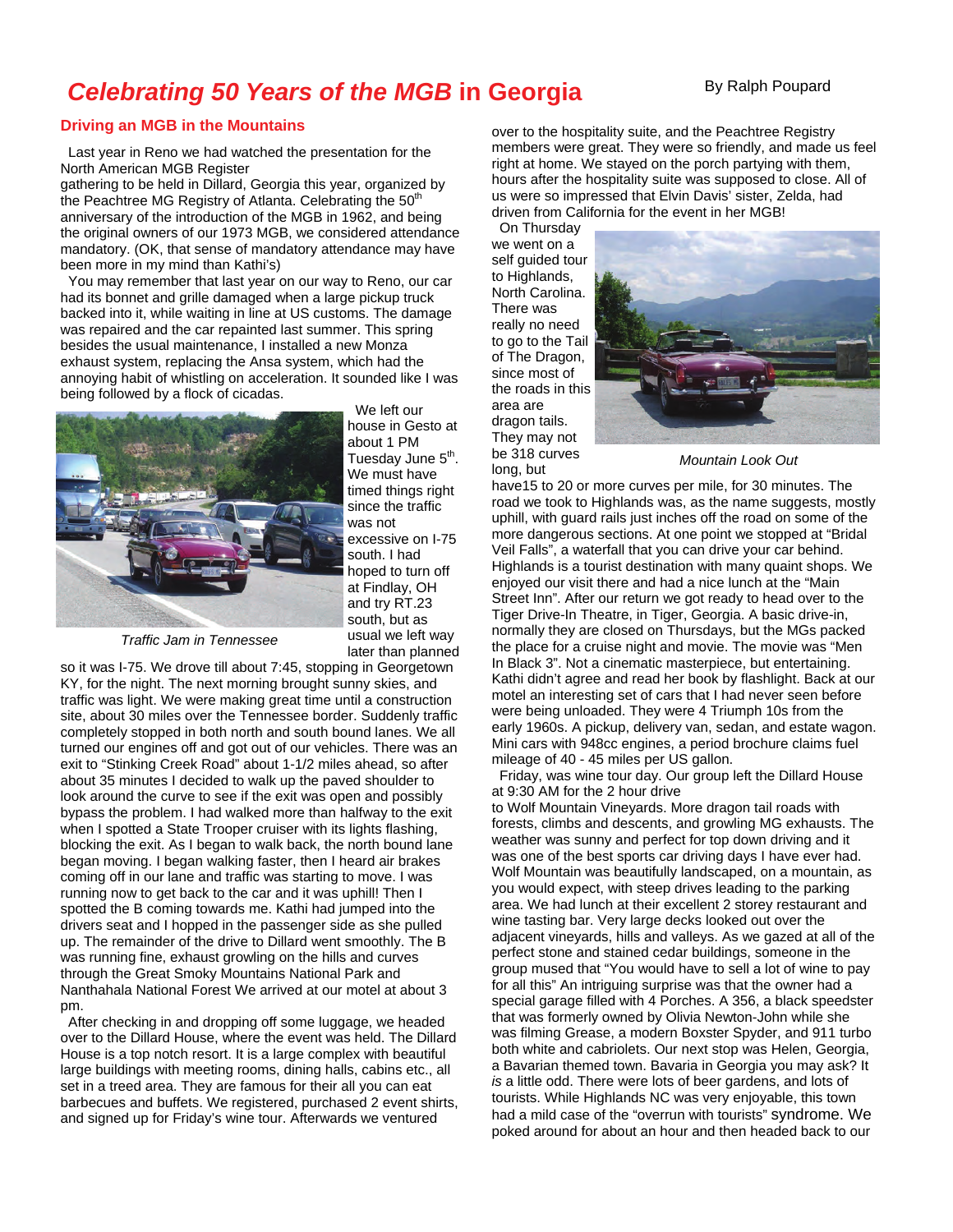# *Celebrating 50 Years of the MGB* in Georgia

By Ralph Poupard

## Driving an MGB in the Mountains

Last year in Reno we had watched the presentation for the North American MGB Register gathering to be held in Dillard, Georgia this year, organized by the Peachtree MG Registry of Atlanta. Celebrating the 50th anniversary of the introduction of the MGB in 1962, and being the original owners of our 1973 MGB, we considered attendance mandatory. (OK, that sense of mandatory attendance may have been more in my mind than Kathi's)

You may remember that last year on our way to Reno, our car had its bonnet and grille damaged when a large pickup truck backed into it, while waiting in line at US customs. The damage was repaired and the car repainted last summer. This spring besides the usual maintenance, I installed a new Monza exhaust system, replacing the Ansa system, which had the annoying habit of whistling on acceleration. It sounded like I was being followed by a flock of cicadas.

*Traffic Jam in Tennessee*

We left our house in Gesto at about 1 PM Tuesday June 5th. We must have timed things right since the traffic was not excessive on I-75 south. I had hoped to turn off at Findlay, OH and try RT.23 south, but as usual we left way later than planned so it was I-75. We drove till about 7:45, stopping in Georgetown KY, for the night. The next morning brought sunny skies, and traffic was light. We were making great time until a construction site, about 30 miles over the Tennessee border. Suddenly traffic completely stopped in both north and south bound lanes. We all turned our engines off and got out of our vehicles. There was an exit to "Stinking Creek Road" about 1-1/2 miles ahead, so after about 35 minutes I decided to walk up the paved shoulder to look around the curve to see if the exit was open and possibly bypass the problem. I had walked more than halfway to the exit when I spotted a State Trooper cruiser with its lights flashing, blocking the exit. As I began to walk back, the north bound lane began moving. I began walking faster, then I heard air brakes coming off in our lane and traffic was starting to move. I was running now to get back to the car and it was uphill! Then I spotted the B coming towards me. Kathi had jumped into the drivers seat and I hopped in the passenger side as she pulled up. The remainder of the drive to Dillard went smoothly. The B was running fine, exhaust growling on the hills and curves through the Great Smoky Mountains National Park and Nanthahala National Forest We arrived at our motel at about 3 pm.

After checking in and dropping off some luggage, we headed over to the Dillard House, where the event was held. The Dillard House is a top notch resort. It is a large complex with beautiful large buildings with meeting rooms, dining halls, cabins etc., all set in a treed area. They are famous for their all you can eat barbecues and buffets. We registered, purchased 2 event shirts, and signed up for Friday's wine tour. Afterwards we ventured over to the hospitality suite, and the Peachtree Registry members were great. They were so friendly, and made us feel right at home. We stayed on the porch partying with them, hours after the hospitality suite was supposed to close. All of us were so impressed that Elvin Davis' sister, Zelda, had driven from California for the event in her MGB!

On Thursday we went on a self guided tour to Highlands, North Carolina. There was really no need to go to the Tail of The Dragon, since most of the roads in this area are dragon tails. They may not be 318 curves long, but have15 to 20 or more curves per mile, for 30 minutes. The road we took to Highlands was, as the name suggests, mostly uphill, with guard rails just inches off the road on some of the more dangerous sections. At one point we stopped at "Bridal Veil Falls", a waterfall that you can drive your car behind. Highlands is a tourist destination with many quaint shops. We enjoyed our visit there and had a nice lunch at the "Main Street Inn". After our return we got ready to head over to the Tiger Drive-In Theatre, in Tiger, Georgia. A basic drive-in, normally they are closed on Thursdays, but the MGs packed the place for a cruise night and movie. The movie was "Men In Black 3". Not a cinematic masterpiece, but entertaining. Kathi didn't agree and read her book by flashlight. Back at our motel an interesting set of cars that I had never seen before were being unloaded. They were 4 Triumph 10s from the early 1960s. A pickup, delivery van, sedan, and estate wagon. Mini cars with 948cc engines, a period brochure claims fuel mileage of 40 - 45 miles per US gallon.

*Mountain Look Out*

Friday, was wine tour day. Our group left the Dillard House at 9:30 AM for the 2 hour drive to Wolf Mountain Vineyards. More dragon tail roads with forests, climbs and descents, and growling MG exhausts. The weather was sunny and perfect for top down driving and it was one of the best sports car driving days I have ever had. Wolf Mountain was beautifully landscaped, on a mountain, as you would expect, with steep drives leading to the parking area. We had lunch at their excellent 2 storey restaurant and wine tasting bar. Very large decks looked out over the adjacent vineyards, hills and valleys. As we gazed at all of the perfect stone and stained cedar buildings, someone in the group mused that "You would have to sell a lot of wine to pay for all this" An intriguing surprise was that the owner had a special garage filled with 4 Porches. A 356, a black speedster that was formerly owned by Olivia Newton-John while she was filming Grease, a modern Boxster Spyder, and 911 turbo both white and cabriolets. Our next stop was Helen, Georgia, a Bavarian themed town. Bavaria in Georgia you may ask? It *is* a little odd. There were lots of beer gardens, and lots of tourists. While Highlands NC was very enjoyable, this town had a mild case of the "overrun with tourists" syndrome. We poked around for about an hour and then headed back to our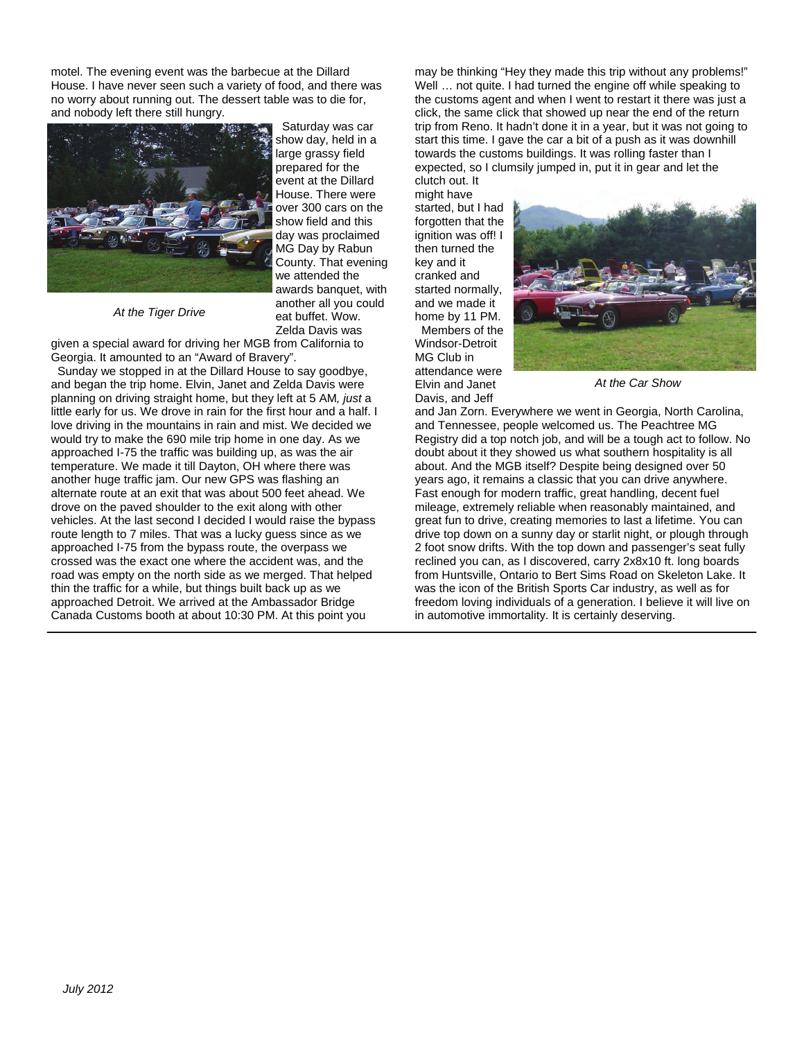motel. The evening event was the barbecue at the Dillard House. I have never seen such a variety of food, and there was no worry about running out. The dessert table was to die for, and nobody left there still hungry.

*At the Tiger Drive*

Saturday was car show day, held in a large grassy field prepared for the event at the Dillard House. There were over 300 cars on the show field and this day was proclaimed MG Day by Rabun County. That evening we attended the awards banquet, with another all you could eat buffet. Wow. Zelda Davis was given a special award for driving her MGB from California to Georgia. It amounted to an "Award of Bravery".

Sunday we stopped in at the Dillard House to say goodbye, and began the trip home. Elvin, Janet and Zelda Davis were planning on driving straight home, but they left at 5 AM, *just* a little early for us. We drove in rain for the first hour and a half. I love driving in the mountains in rain and mist. We decided we would try to make the 690 mile trip home in one day. As we approached I-75 the traffic was building up, as was the air temperature. We made it till Dayton, OH where there was another huge traffic jam. Our new GPS was flashing an alternate route at an exit that was about 500 feet ahead. We drove on the paved shoulder to the exit along with other vehicles. At the last second I decided I would raise the bypass route length to 7 miles. That was a lucky guess since as we approached I-75 from the bypass route, the overpass we crossed was the exact one where the accident was, and the road was empty on the north side as we merged. That helped thin the traffic for a while, but things built back up as we approached Detroit. We arrived at the Ambassador Bridge Canada Customs booth at about 10:30 PM. At this point you may be thinking "Hey they made this trip without any problems!" Well … not quite. I had turned the engine off while speaking to the customs agent and when I went to restart it there was just a click, the same click that showed up near the end of the return trip from Reno. It hadn't done it in a year, but it was not going to start this time. I gave the car a bit of a push as it was downhill towards the customs buildings. It was rolling faster than I expected, so I clumsily jumped in, put it in gear and let the clutch out. It might have started, but I had forgotten that the ignition was off! I then turned the key and it cranked and started normally, and we made it home by 11 PM.

Members of the Windsor-Detroit MG Club in attendance were Elvin and Janet Davis, and Jeff and Jan Zorn. Everywhere we went in Georgia, North Carolina, and Tennessee, people welcomed us. The Peachtree MG Registry did a top notch job, and will be a tough act to follow. No doubt about it they showed us what southern hospitality is all about. And the MGB itself? Despite being designed over 50 years ago, it remains a classic that you can drive anywhere. Fast enough for modern traffic, great handling, decent fuel mileage, extremely reliable when reasonably maintained, and great fun to drive, creating memories to last a lifetime. You can drive top down on a sunny day or starlit night, or plough through 2 foot snow drifts. With the top down and passenger's seat fully reclined you can, as I discovered, carry 2x8x10 ft. long boards from Huntsville, Ontario to Bert Sims Road on Skeleton Lake. It was the icon of the British Sports Car industry, as well as for freedom loving individuals of a generation. I believe it will live on in automotive immortality. It is certainly deserving.

*At the Car Show*